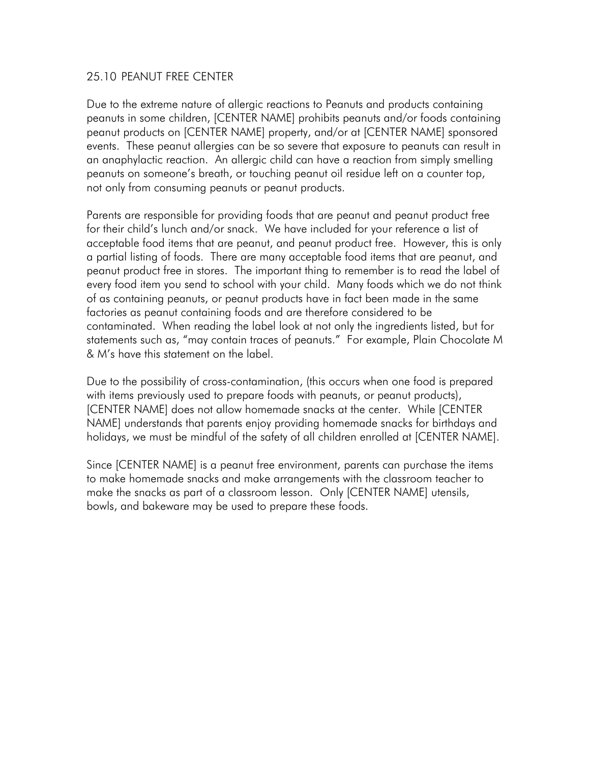## 25.10 PEANUT FREE CENTER

Due to the extreme nature of allergic reactions to Peanuts and products containing peanuts in some children, [CENTER NAME] prohibits peanuts and/or foods containing peanut products on [CENTER NAME] property, and/or at [CENTER NAME] sponsored events. These peanut allergies can be so severe that exposure to peanuts can result in an anaphylactic reaction. An allergic child can have a reaction from simply smelling peanuts on someone's breath, or touching peanut oil residue left on a counter top, not only from consuming peanuts or peanut products.

Parents are responsible for providing foods that are peanut and peanut product free for their child's lunch and/or snack. We have included for your reference a list of acceptable food items that are peanut, and peanut product free. However, this is only a partial listing of foods. There are many acceptable food items that are peanut, and peanut product free in stores. The important thing to remember is to read the label of every food item you send to school with your child. Many foods which we do not think of as containing peanuts, or peanut products have in fact been made in the same factories as peanut containing foods and are therefore considered to be contaminated. When reading the label look at not only the ingredients listed, but for statements such as, "may contain traces of peanuts." For example, Plain Chocolate M & M's have this statement on the label.

Due to the possibility of cross-contamination, (this occurs when one food is prepared with items previously used to prepare foods with peanuts, or peanut products), [CENTER NAME] does not allow homemade snacks at the center. While [CENTER NAME] understands that parents enjoy providing homemade snacks for birthdays and holidays, we must be mindful of the safety of all children enrolled at [CENTER NAME].

Since [CENTER NAME] is a peanut free environment, parents can purchase the items to make homemade snacks and make arrangements with the classroom teacher to make the snacks as part of a classroom lesson. Only [CENTER NAME] utensils, bowls, and bakeware may be used to prepare these foods.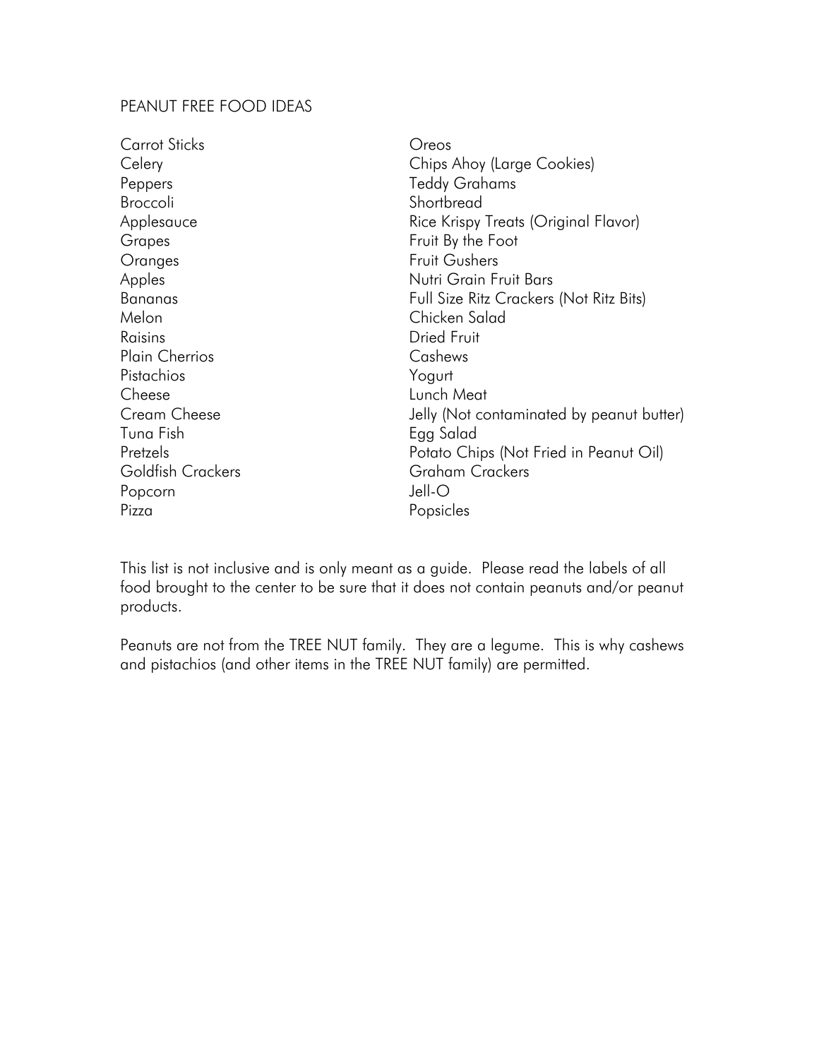PEANUT FREE FOOD IDEAS

Carrot Sticks
Celery
Peppers
Broccoli
Applesauce
Grapes
Oranges
Apples
Bananas
Melon
Raisins
Plain Cherrios
Pistachios
Cheese
Cream Cheese
Tuna Fish
Pretzels
Goldfish Crackers
Popcorn
Pizza

Oreos
Chips Ahoy (Large Cookies)
Teddy Grahams
Shortbread
Rice Krispy Treats (Original Flavor)
Fruit By the Foot
Fruit Gushers
Nutri Grain Fruit Bars
Full Size Ritz Crackers (Not Ritz Bits)
Chicken Salad
Dried Fruit
Cashews
Yogurt
Lunch Meat
Jelly (Not contaminated by peanut butter)
Egg Salad
Potato Chips (Not Fried in Peanut Oil)
Graham Crackers
Jell-O
Popsicles

This list is not inclusive and is only meant as a guide. Please read the labels of all food brought to the center to be sure that it does not contain peanuts and/or peanut products.

Peanuts are not from the TREE NUT family. They are a legume. This is why cashews and pistachios (and other items in the TREE NUT family) are permitted.